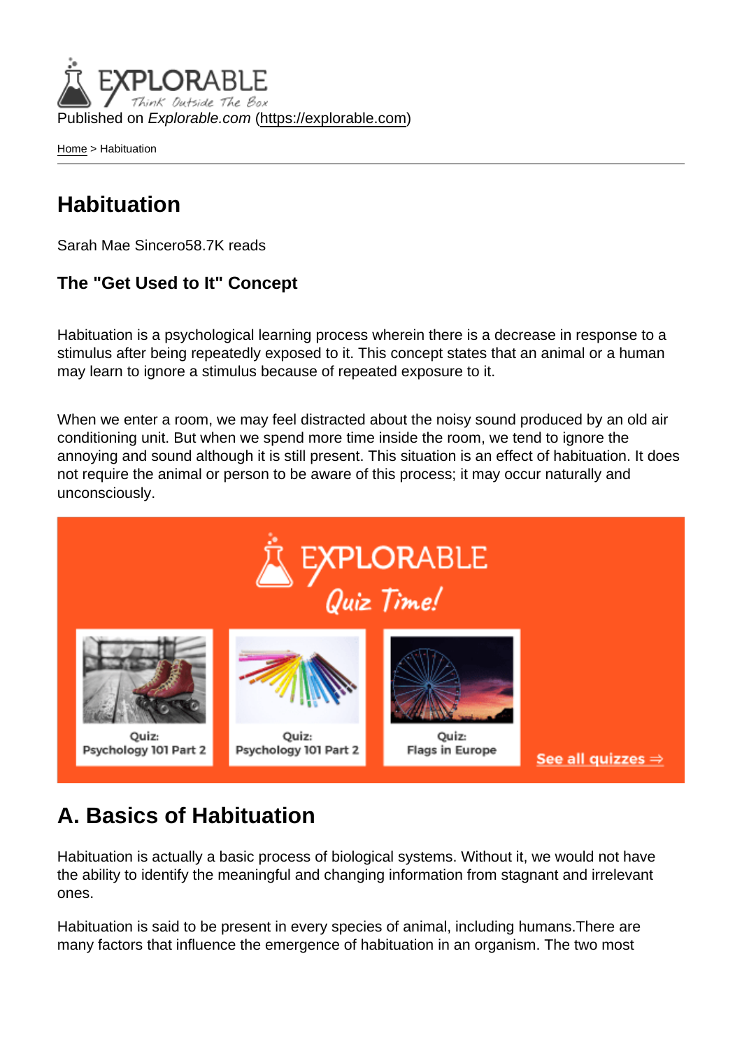Published on *Explorable.com* (https://explorable.com)

Home > Habituation

# Habituation

Sarah Mae Sincero58.7K reads

### The "Get Used to It" Concept

Habituation is a psychological learning process wherein there is a decrease in response to a stimulus after being repeatedly exposed to it. This concept states that an animal or a human may learn to ignore a stimulus because of repeated exposure to it.

When we enter a room, we may feel distracted about the noisy sound produced by an old air conditioning unit. But when we spend more time inside the room, we tend to ignore the annoying and sound although it is still present. This situation is an effect of habituation. It does not require the animal or person to be aware of this process; it may occur naturally and unconsciously.

Quiz Time!

Quiz: Psychology 101 Part 2

Quiz: Psychology 101 Part 2

Quiz: Flags in Europe

See all quizzes ⇒

## A. Basics of Habituation

Habituation is actually a basic process of biological systems. Without it, we would not have the ability to identify the meaningful and changing information from stagnant and irrelevant ones.

Habituation is said to be present in every species of animal, including humans.There are many factors that influence the emergence of habituation in an organism. The two most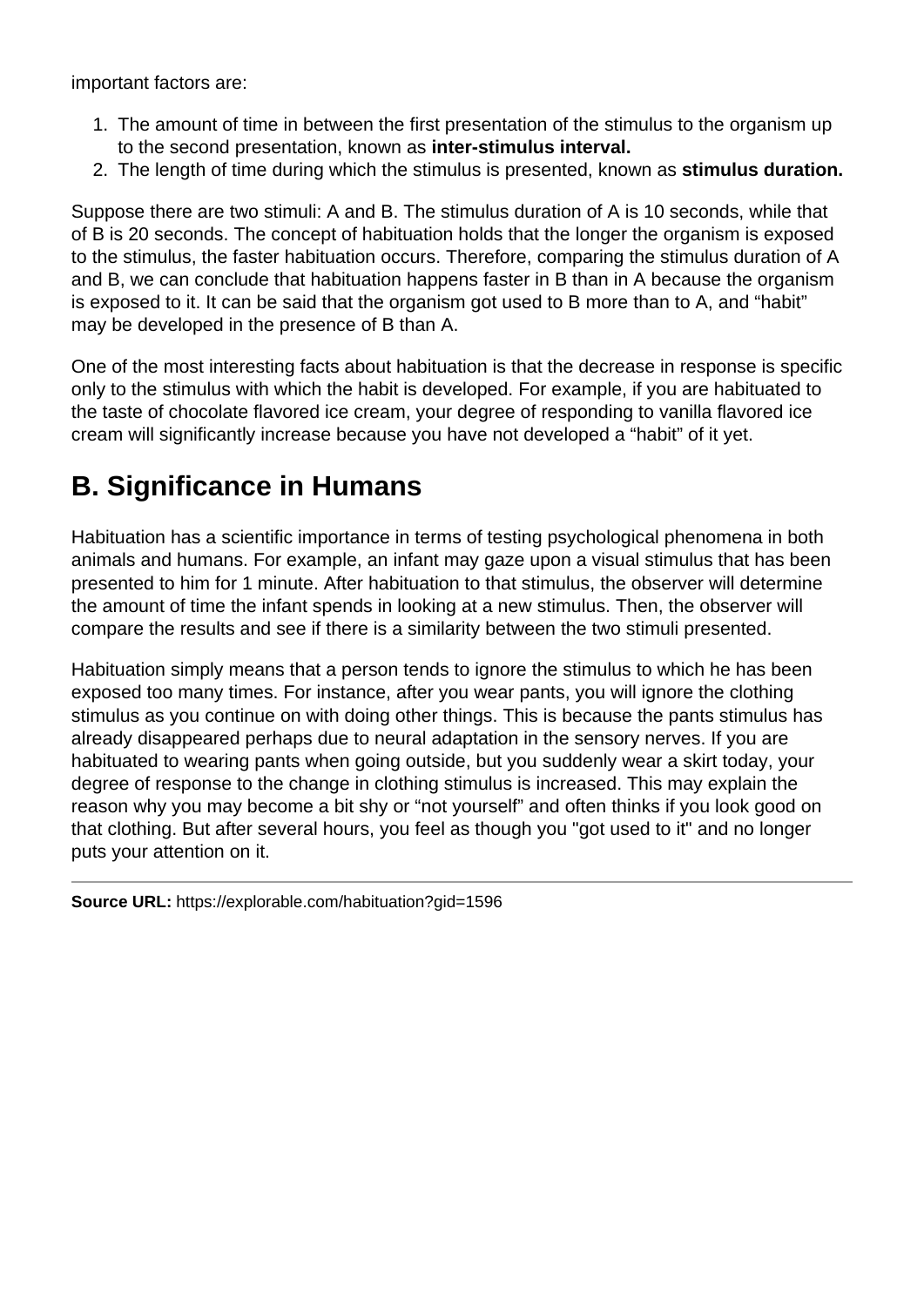important factors are:

1. The amount of time in between the first presentation of the stimulus to the organism up to the second presentation, known as **inter-stimulus interval.**
2. The length of time during which the stimulus is presented, known as **stimulus duration.**

Suppose there are two stimuli: A and B. The stimulus duration of A is 10 seconds, while that of B is 20 seconds. The concept of habituation holds that the longer the organism is exposed to the stimulus, the faster habituation occurs. Therefore, comparing the stimulus duration of A and B, we can conclude that habituation happens faster in B than in A because the organism is exposed to it. It can be said that the organism got used to B more than to A, and "habit" may be developed in the presence of B than A.

One of the most interesting facts about habituation is that the decrease in response is specific only to the stimulus with which the habit is developed. For example, if you are habituated to the taste of chocolate flavored ice cream, your degree of responding to vanilla flavored ice cream will significantly increase because you have not developed a "habit" of it yet.

## B. Significance in Humans

Habituation has a scientific importance in terms of testing psychological phenomena in both animals and humans. For example, an infant may gaze upon a visual stimulus that has been presented to him for 1 minute. After habituation to that stimulus, the observer will determine the amount of time the infant spends in looking at a new stimulus. Then, the observer will compare the results and see if there is a similarity between the two stimuli presented.

Habituation simply means that a person tends to ignore the stimulus to which he has been exposed too many times. For instance, after you wear pants, you will ignore the clothing stimulus as you continue on with doing other things. This is because the pants stimulus has already disappeared perhaps due to neural adaptation in the sensory nerves. If you are habituated to wearing pants when going outside, but you suddenly wear a skirt today, your degree of response to the change in clothing stimulus is increased. This may explain the reason why you may become a bit shy or "not yourself" and often thinks if you look good on that clothing. But after several hours, you feel as though you "got used to it" and no longer puts your attention on it.

---

**Source URL:** https://explorable.com/habituation?gid=1596